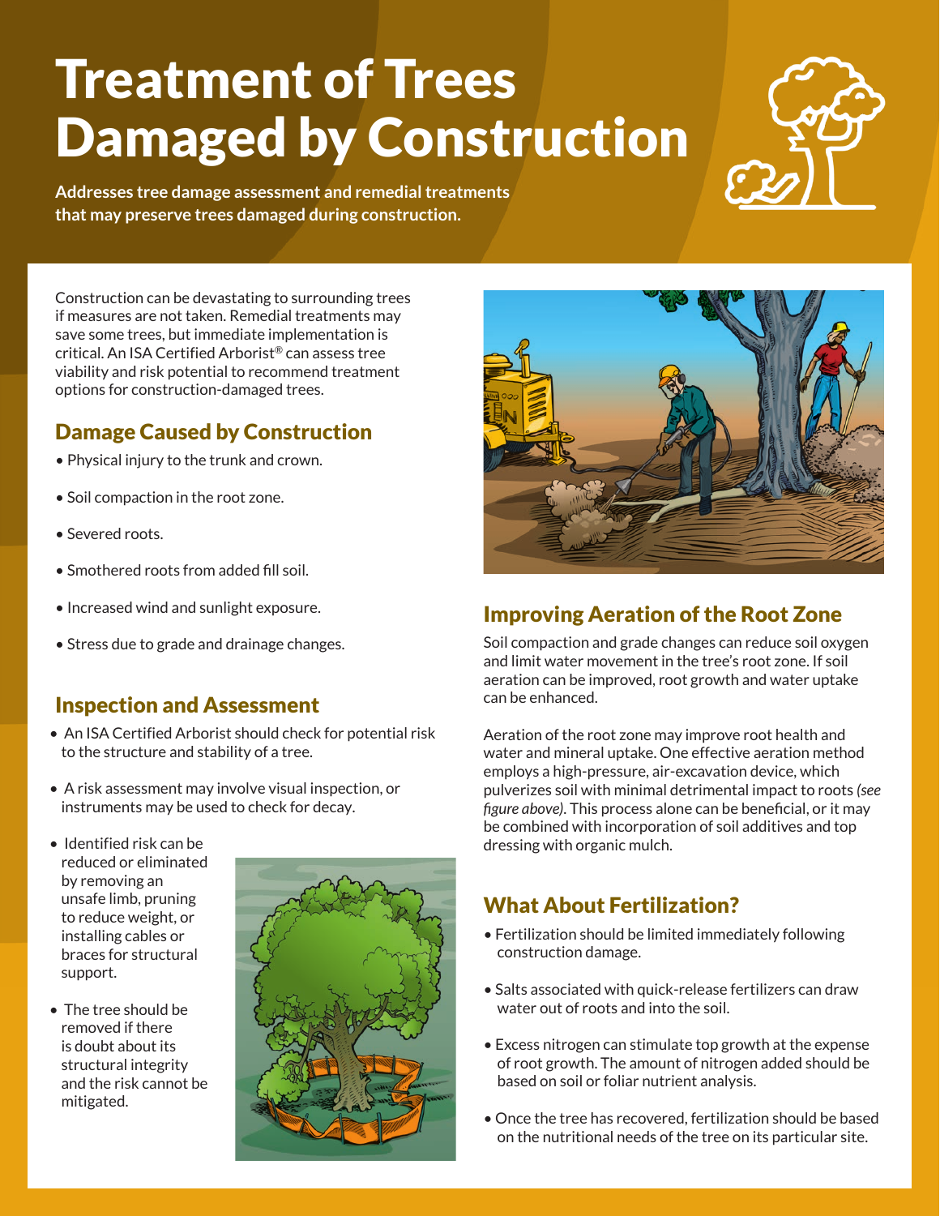# Treatment of Trees Damaged by Construction

**Addresses tree damage assessment and remedial treatments that may preserve trees damaged during construction.**

Construction can be devastating to surrounding trees if measures are not taken. Remedial treatments may save some trees, but immediate implementation is critical. An ISA Certified Arborist® can assess tree viability and risk potential to recommend treatment options for construction-damaged trees.

## Damage Caused by Construction

- Physical injury to the trunk and crown.
- Soil compaction in the root zone.
- Severed roots.
- Smothered roots from added fill soil.
- Increased wind and sunlight exposure.
- Stress due to grade and drainage changes.

## Inspection and Assessment

- An ISA Certified Arborist should check for potential risk to the structure and stability of a tree.
- A risk assessment may involve visual inspection, or instruments may be used to check for decay.
- Identified risk can be reduced or eliminated by removing an unsafe limb, pruning to reduce weight, or installing cables or braces for structural support.
- The tree should be removed if there is doubt about its structural integrity and the risk cannot be mitigated.

## Improving Aeration of the Root Zone

Soil compaction and grade changes can reduce soil oxygen and limit water movement in the tree's root zone. If soil aeration can be improved, root growth and water uptake can be enhanced.

Aeration of the root zone may improve root health and water and mineral uptake. One effective aeration method employs a high-pressure, air-excavation device, which pulverizes soil with minimal detrimental impact to roots *(see figure above)*. This process alone can be beneficial, or it may be combined with incorporation of soil additives and top dressing with organic mulch.

## What About Fertilization?

- Fertilization should be limited immediately following construction damage.
- Salts associated with quick-release fertilizers can draw water out of roots and into the soil.
- Excess nitrogen can stimulate top growth at the expense of root growth. The amount of nitrogen added should be based on soil or foliar nutrient analysis.
- Once the tree has recovered, fertilization should be based on the nutritional needs of the tree on its particular site.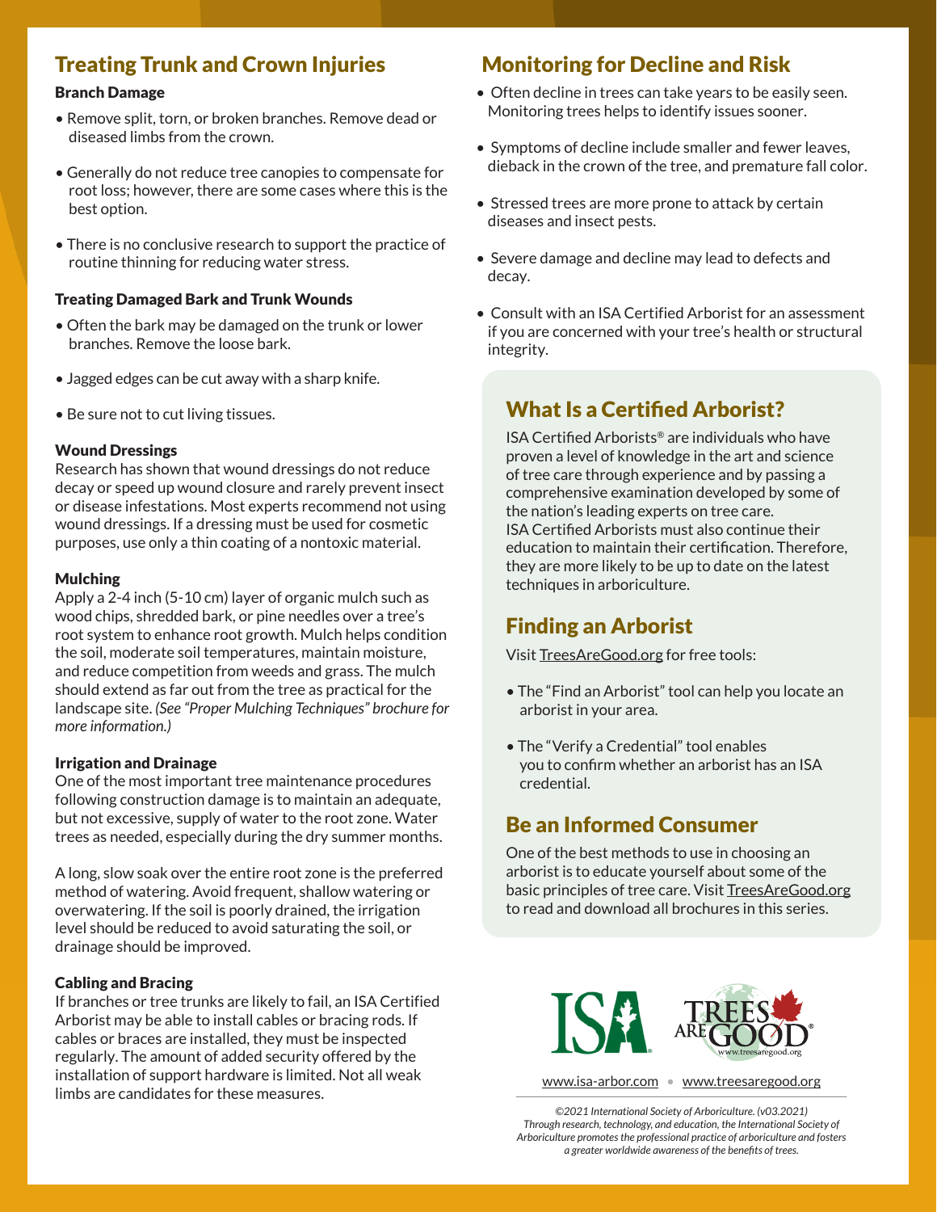## Treating Trunk and Crown Injuries

### Branch Damage

- Remove split, torn, or broken branches. Remove dead or diseased limbs from the crown.
- Generally do not reduce tree canopies to compensate for root loss; however, there are some cases where this is the best option.
- There is no conclusive research to support the practice of routine thinning for reducing water stress.

### Treating Damaged Bark and Trunk Wounds

- Often the bark may be damaged on the trunk or lower branches. Remove the loose bark.
- Jagged edges can be cut away with a sharp knife.
- Be sure not to cut living tissues.

### Wound Dressings

Research has shown that wound dressings do not reduce decay or speed up wound closure and rarely prevent insect or disease infestations. Most experts recommend not using wound dressings. If a dressing must be used for cosmetic purposes, use only a thin coating of a nontoxic material.

### Mulching

Apply a 2-4 inch (5-10 cm) layer of organic mulch such as wood chips, shredded bark, or pine needles over a tree's root system to enhance root growth. Mulch helps condition the soil, moderate soil temperatures, maintain moisture, and reduce competition from weeds and grass. The mulch should extend as far out from the tree as practical for the landscape site. *(See "Proper Mulching Techniques" brochure for more information.)*

### Irrigation and Drainage

One of the most important tree maintenance procedures following construction damage is to maintain an adequate, but not excessive, supply of water to the root zone. Water trees as needed, especially during the dry summer months.

A long, slow soak over the entire root zone is the preferred method of watering. Avoid frequent, shallow watering or overwatering. If the soil is poorly drained, the irrigation level should be reduced to avoid saturating the soil, or drainage should be improved.

### Cabling and Bracing

If branches or tree trunks are likely to fail, an ISA Certified Arborist may be able to install cables or bracing rods. If cables or braces are installed, they must be inspected regularly. The amount of added security offered by the installation of support hardware is limited. Not all weak limbs are candidates for these measures.

## Monitoring for Decline and Risk

- Often decline in trees can take years to be easily seen. Monitoring trees helps to identify issues sooner.
- Symptoms of decline include smaller and fewer leaves, dieback in the crown of the tree, and premature fall color.
- Stressed trees are more prone to attack by certain diseases and insect pests.
- Severe damage and decline may lead to defects and decay.
- Consult with an ISA Certified Arborist for an assessment if you are concerned with your tree's health or structural integrity.

## What Is a Certified Arborist?

ISA Certified Arborists® are individuals who have proven a level of knowledge in the art and science of tree care through experience and by passing a comprehensive examination developed by some of the nation's leading experts on tree care. ISA Certified Arborists must also continue their education to maintain their certification. Therefore, they are more likely to be up to date on the latest techniques in arboriculture.

## Finding an Arborist

Visit TreesAreGood.org for free tools:

- The "Find an Arborist" tool can help you locate an arborist in your area.
- The "Verify a Credential" tool enables you to confirm whether an arborist has an ISA credential.

## Be an Informed Consumer

One of the best methods to use in choosing an arborist is to educate yourself about some of the basic principles of tree care. Visit TreesAreGood.org to read and download all brochures in this series.

www.isa-arbor.com • www.treesaregood.org

*©2021 International Society of Arboriculture. (v03.2021)*
*Through research, technology, and education, the International Society of Arboriculture promotes the professional practice of arboriculture and fosters a greater worldwide awareness of the benefits of trees.*